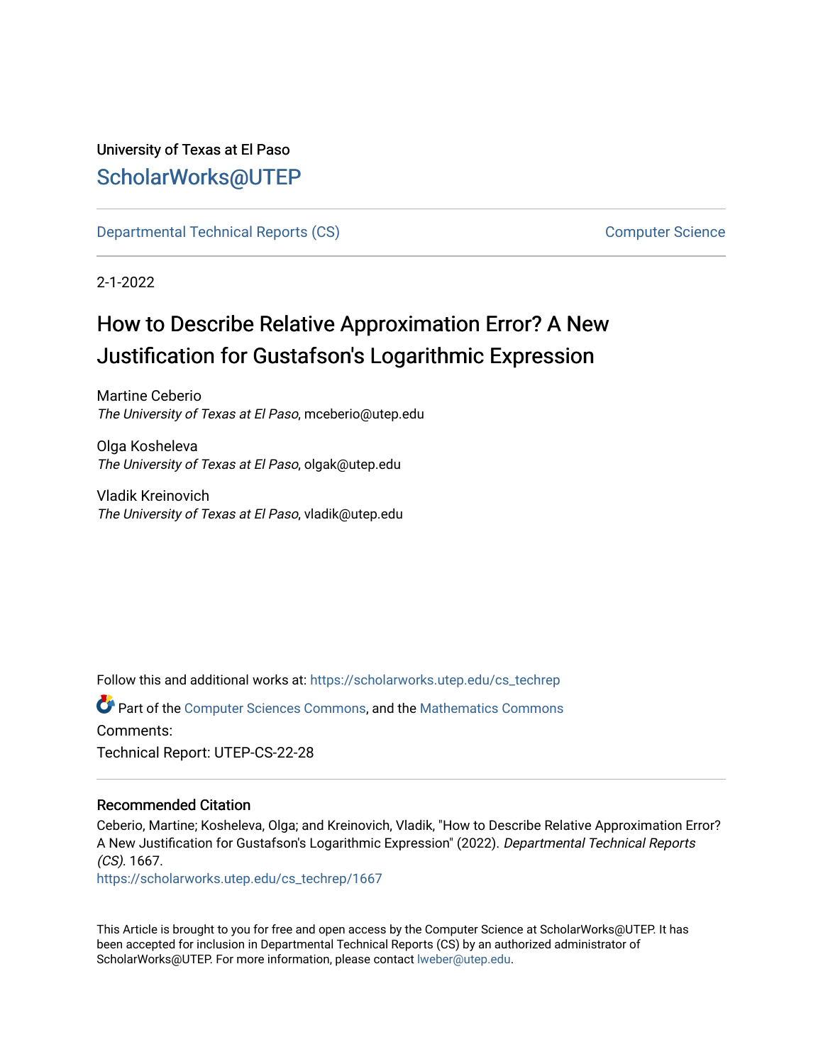University of Texas at El Paso

## ScholarWorks@UTEP

Departmental Technical Reports (CS) | Computer Science

2-1-2022

# How to Describe Relative Approximation Error? A New Justification for Gustafson's Logarithmic Expression

Martine Ceberio
*The University of Texas at El Paso*, mceberio@utep.edu

Olga Kosheleva
*The University of Texas at El Paso*, olgak@utep.edu

Vladik Kreinovich
*The University of Texas at El Paso*, vladik@utep.edu

Follow this and additional works at: https://scholarworks.utep.edu/cs_techrep

Part of the Computer Sciences Commons, and the Mathematics Commons

Comments:

Technical Report: UTEP-CS-22-28

### Recommended Citation

Ceberio, Martine; Kosheleva, Olga; and Kreinovich, Vladik, "How to Describe Relative Approximation Error? A New Justification for Gustafson's Logarithmic Expression" (2022). *Departmental Technical Reports (CS)*. 1667.
https://scholarworks.utep.edu/cs_techrep/1667

This Article is brought to you for free and open access by the Computer Science at ScholarWorks@UTEP. It has been accepted for inclusion in Departmental Technical Reports (CS) by an authorized administrator of ScholarWorks@UTEP. For more information, please contact lweber@utep.edu.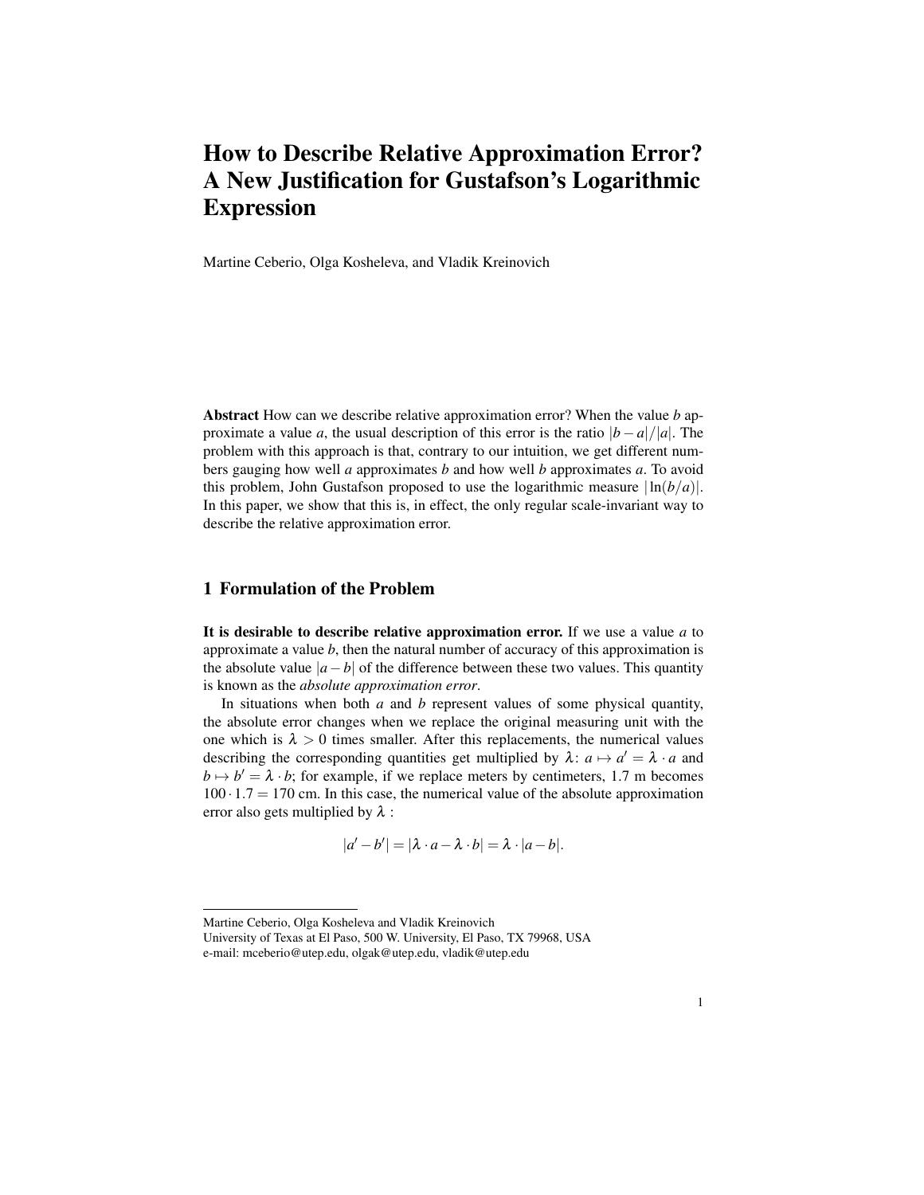# How to Describe Relative Approximation Error? A New Justification for Gustafson's Logarithmic Expression

Martine Ceberio, Olga Kosheleva, and Vladik Kreinovich

**Abstract** How can we describe relative approximation error? When the value $b$ approximate a value $a$, the usual description of this error is the ratio $|b-a|/|a|$. The problem with this approach is that, contrary to our intuition, we get different numbers gauging how well $a$ approximates $b$ and how well $b$ approximates $a$. To avoid this problem, John Gustafson proposed to use the logarithmic measure $|\ln(b/a)|$. In this paper, we show that this is, in effect, the only regular scale-invariant way to describe the relative approximation error.

## 1 Formulation of the Problem

**It is desirable to describe relative approximation error.** If we use a value $a$ to approximate a value $b$, then the natural number of accuracy of this approximation is the absolute value $|a-b|$ of the difference between these two values. This quantity is known as the *absolute approximation error*.

In situations when both $a$ and $b$ represent values of some physical quantity, the absolute error changes when we replace the original measuring unit with the one which is $\lambda > 0$ times smaller. After this replacements, the numerical values describing the corresponding quantities get multiplied by $\lambda$: $a \mapsto a' = \lambda \cdot a$ and $b \mapsto b' = \lambda \cdot b$; for example, if we replace meters by centimeters, 1.7 m becomes $100 \cdot 1.7 = 170$ cm. In this case, the numerical value of the absolute approximation error also gets multiplied by $\lambda$ :

$$|a' - b'| = |\lambda \cdot a - \lambda \cdot b| = \lambda \cdot |a - b|.$$

---

Martine Ceberio, Olga Kosheleva and Vladik Kreinovich
University of Texas at El Paso, 500 W. University, El Paso, TX 79968, USA
e-mail: mceberio@utep.edu, olgak@utep.edu, vladik@utep.edu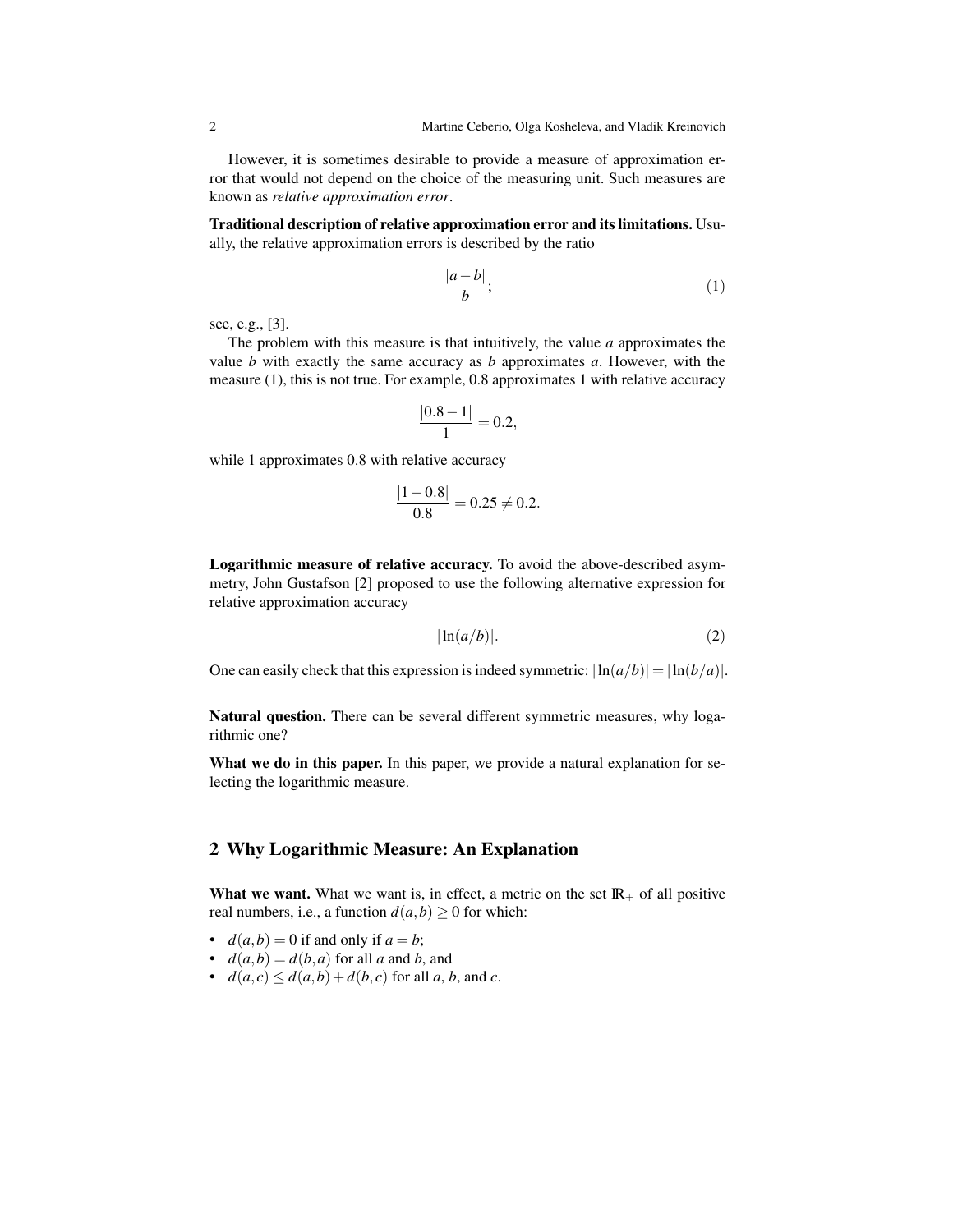However, it is sometimes desirable to provide a measure of approximation error that would not depend on the choice of the measuring unit. Such measures are known as *relative approximation error*.

**Traditional description of relative approximation error and its limitations.** Usually, the relative approximation errors is described by the ratio

$$\frac{|a-b|}{b}; \tag{1}$$

see, e.g., [3].

The problem with this measure is that intuitively, the value $a$ approximates the value $b$ with exactly the same accuracy as $b$ approximates $a$. However, with the measure (1), this is not true. For example, 0.8 approximates 1 with relative accuracy

$$\frac{|0.8-1|}{1} = 0.2,$$

while 1 approximates 0.8 with relative accuracy

$$\frac{|1-0.8|}{0.8} = 0.25 \neq 0.2.$$

**Logarithmic measure of relative accuracy.** To avoid the above-described asymmetry, John Gustafson [2] proposed to use the following alternative expression for relative approximation accuracy

$$|\ln(a/b)|. \tag{2}$$

One can easily check that this expression is indeed symmetric: $|\ln(a/b)| = |\ln(b/a)|$.

**Natural question.** There can be several different symmetric measures, why logarithmic one?

**What we do in this paper.** In this paper, we provide a natural explanation for selecting the logarithmic measure.

## 2 Why Logarithmic Measure: An Explanation

**What we want.** What we want is, in effect, a metric on the set $\mathbb{R}_+$ of all positive real numbers, i.e., a function $d(a,b) \geq 0$ for which:

- $d(a,b) = 0$ if and only if $a = b$;
- $d(a,b) = d(b,a)$ for all $a$ and $b$, and
- $d(a,c) \leq d(a,b) + d(b,c)$ for all $a$, $b$, and $c$.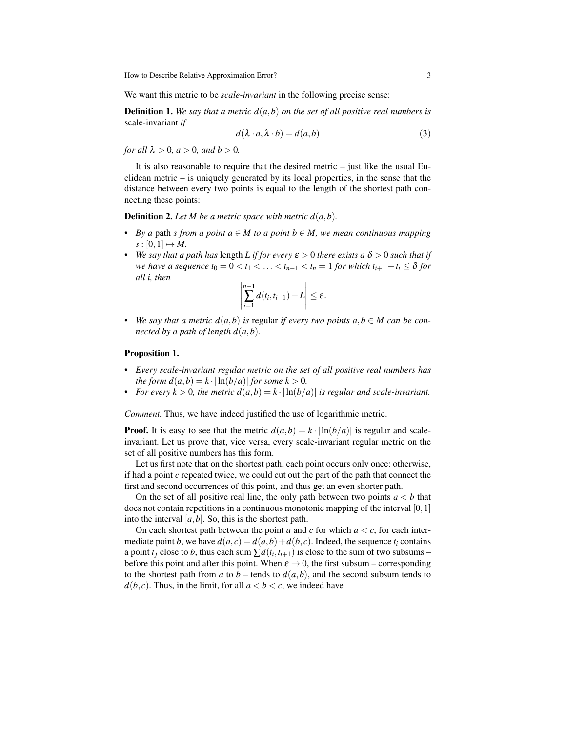We want this metric to be *scale-invariant* in the following precise sense:

**Definition 1.** *We say that a metric $d(a,b)$ on the set of all positive real numbers is* scale-invariant *if*

$$d(\lambda \cdot a, \lambda \cdot b) = d(a,b) \tag{3}$$

*for all $\lambda > 0$, $a > 0$, and $b > 0$.*

It is also reasonable to require that the desired metric – just like the usual Euclidean metric – is uniquely generated by its local properties, in the sense that the distance between every two points is equal to the length of the shortest path connecting these points:

**Definition 2.** *Let $M$ be a metric space with metric $d(a,b)$.*

- *By a* path *$s$ from a point $a \in M$ to a point $b \in M$, we mean continuous mapping $s : [0,1] \mapsto M$.*
- *We say that a path has* length *$L$ if for every $\varepsilon > 0$ there exists a $\delta > 0$ such that if we have a sequence $t_0 = 0 < t_1 < \ldots < t_{n-1} < t_n = 1$ for which $t_{i+1} - t_i \le \delta$ for all $i$, then*

$$\left| \sum_{i=1}^{n-1} d(t_i, t_{i+1}) - L \right| \le \varepsilon.$$

- *We say that a metric $d(a,b)$ is* regular *if every two points $a, b \in M$ can be connected by a path of length $d(a,b)$.*

**Proposition 1.**

- *Every scale-invariant regular metric on the set of all positive real numbers has the form $d(a,b) = k \cdot |\ln(b/a)|$ for some $k > 0$.*
- *For every $k > 0$, the metric $d(a,b) = k \cdot |\ln(b/a)|$ is regular and scale-invariant.*

*Comment.* Thus, we have indeed justified the use of logarithmic metric.

**Proof.** It is easy to see that the metric $d(a,b) = k \cdot |\ln(b/a)|$ is regular and scale-invariant. Let us prove that, vice versa, every scale-invariant regular metric on the set of all positive numbers has this form.

Let us first note that on the shortest path, each point occurs only once: otherwise, if had a point $c$ repeated twice, we could cut out the part of the path that connect the first and second occurrences of this point, and thus get an even shorter path.

On the set of all positive real line, the only path between two points $a < b$ that does not contain repetitions in a continuous monotonic mapping of the interval $[0,1]$ into the interval $[a,b]$. So, this is the shortest path.

On each shortest path between the point $a$ and $c$ for which $a < c$, for each intermediate point $b$, we have $d(a,c) = d(a,b) + d(b,c)$. Indeed, the sequence $t_i$ contains a point $t_j$ close to $b$, thus each sum $\sum d(t_i, t_{i+1})$ is close to the sum of two subsums – before this point and after this point. When $\varepsilon \to 0$, the first subsum – corresponding to the shortest path from $a$ to $b$ – tends to $d(a,b)$, and the second subsum tends to $d(b,c)$. Thus, in the limit, for all $a < b < c$, we indeed have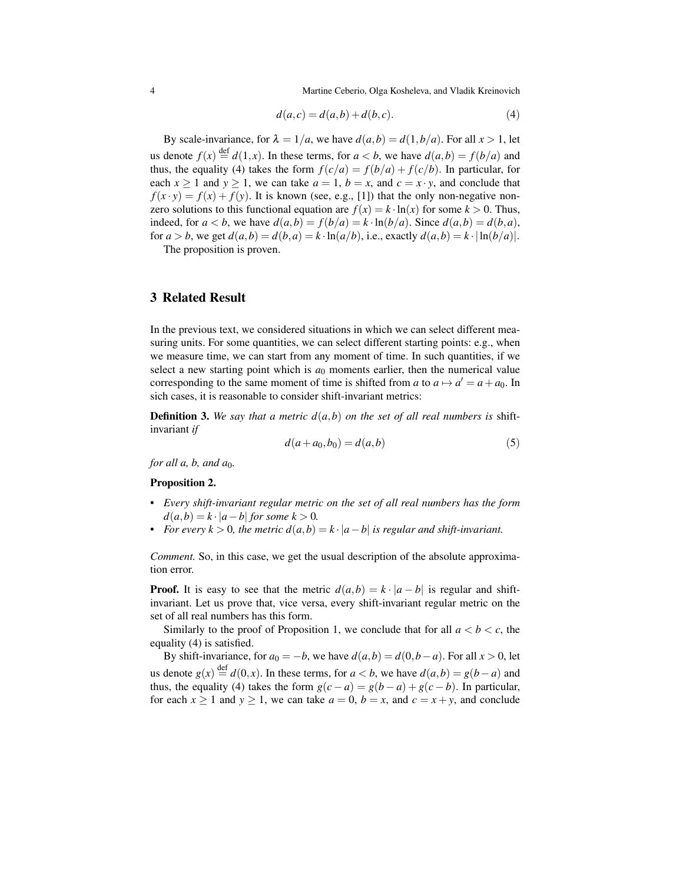$$d(a,c) = d(a,b) + d(b,c). \quad (4)$$

By scale-invariance, for $\lambda = 1/a$, we have $d(a,b) = d(1,b/a)$. For all $x > 1$, let us denote $f(x) \stackrel{\text{def}}{=} d(1,x)$. In these terms, for $a < b$, we have $d(a,b) = f(b/a)$ and thus, the equality (4) takes the form $f(c/a) = f(b/a) + f(c/b)$. In particular, for each $x \geq 1$ and $y \geq 1$, we can take $a = 1$, $b = x$, and $c = x \cdot y$, and conclude that $f(x \cdot y) = f(x) + f(y)$. It is known (see, e.g., [1]) that the only non-negative non-zero solutions to this functional equation are $f(x) = k \cdot \ln(x)$ for some $k > 0$. Thus, indeed, for $a < b$, we have $d(a,b) = f(b/a) = k \cdot \ln(b/a)$. Since $d(a,b) = d(b,a)$, for $a > b$, we get $d(a,b) = d(b,a) = k \cdot \ln(a/b)$, i.e., exactly $d(a,b) = k \cdot |\ln(b/a)|$.

The proposition is proven.

## 3 Related Result

In the previous text, we considered situations in which we can select different measuring units. For some quantities, we can select different starting points: e.g., when we measure time, we can start from any moment of time. In such quantities, if we select a new starting point which is $a_0$ moments earlier, then the numerical value corresponding to the same moment of time is shifted from $a$ to $a \mapsto a' = a + a_0$. In sich cases, it is reasonable to consider shift-invariant metrics:

**Definition 3.** *We say that a metric $d(a,b)$ on the set of all real numbers is* shift-invariant *if*

$$d(a + a_0, b_0) = d(a,b) \quad (5)$$

*for all a, b, and $a_0$.*

**Proposition 2.**

- *Every shift-invariant regular metric on the set of all real numbers has the form $d(a,b) = k \cdot |a - b|$ for some $k > 0$.*
- *For every $k > 0$, the metric $d(a,b) = k \cdot |a - b|$ is regular and shift-invariant.*

*Comment.* So, in this case, we get the usual description of the absolute approximation error.

**Proof.** It is easy to see that the metric $d(a,b) = k \cdot |a - b|$ is regular and shift-invariant. Let us prove that, vice versa, every shift-invariant regular metric on the set of all real numbers has this form.

Similarly to the proof of Proposition 1, we conclude that for all $a < b < c$, the equality (4) is satisfied.

By shift-invariance, for $a_0 = -b$, we have $d(a,b) = d(0, b - a)$. For all $x > 0$, let us denote $g(x) \stackrel{\text{def}}{=} d(0,x)$. In these terms, for $a < b$, we have $d(a,b) = g(b - a)$ and thus, the equality (4) takes the form $g(c - a) = g(b - a) + g(c - b)$. In particular, for each $x \geq 1$ and $y \geq 1$, we can take $a = 0$, $b = x$, and $c = x + y$, and conclude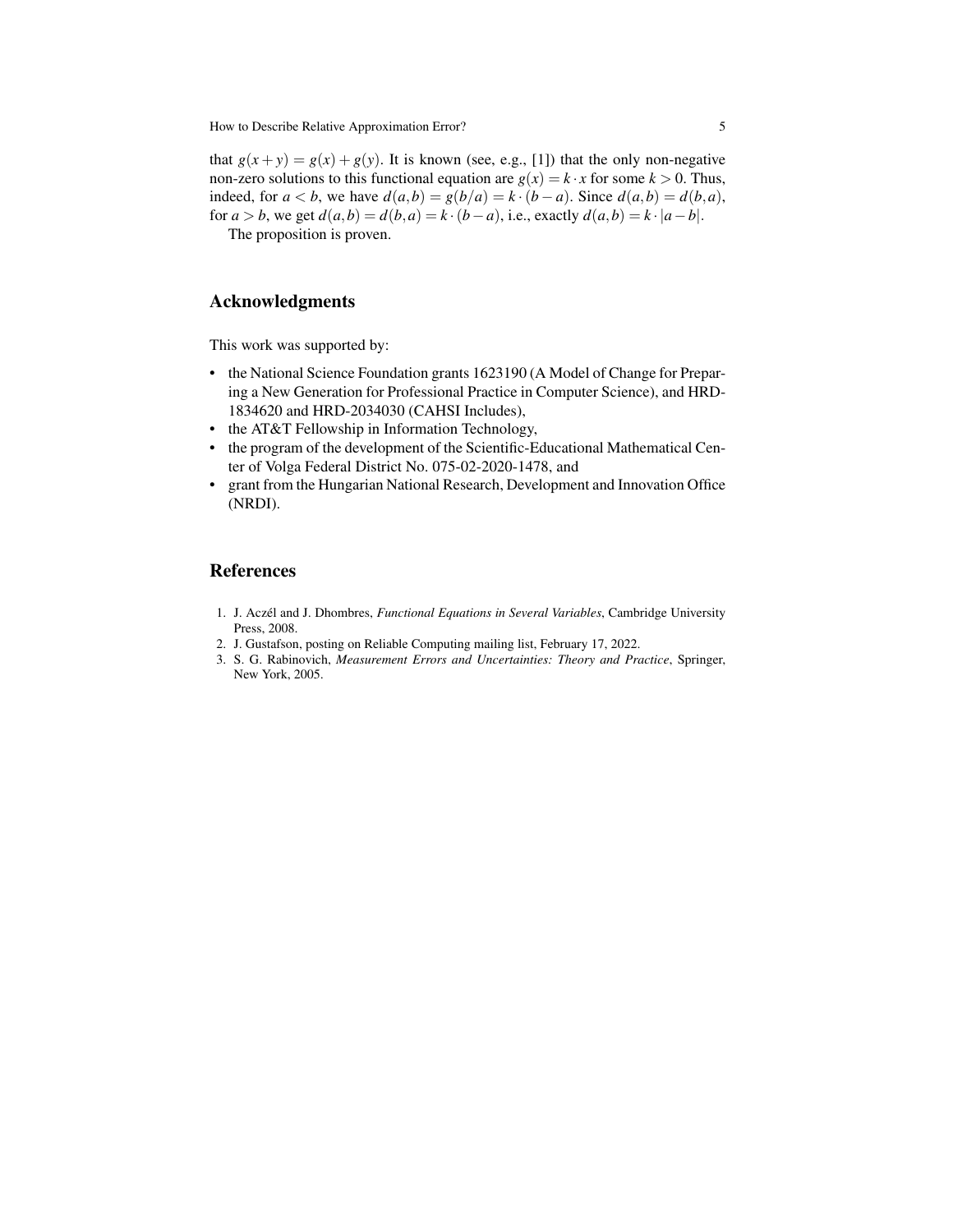that $g(x+y) = g(x) + g(y)$. It is known (see, e.g., [1]) that the only non-negative non-zero solutions to this functional equation are $g(x) = k \cdot x$ for some $k > 0$. Thus, indeed, for $a < b$, we have $d(a,b) = g(b/a) = k \cdot (b - a)$. Since $d(a,b) = d(b,a)$, for $a > b$, we get $d(a,b) = d(b,a) = k \cdot (b - a)$, i.e., exactly $d(a,b) = k \cdot |a - b|$.

The proposition is proven.

## Acknowledgments

This work was supported by:

- the National Science Foundation grants 1623190 (A Model of Change for Preparing a New Generation for Professional Practice in Computer Science), and HRD-1834620 and HRD-2034030 (CAHSI Includes),
- the AT&T Fellowship in Information Technology,
- the program of the development of the Scientific-Educational Mathematical Center of Volga Federal District No. 075-02-2020-1478, and
- grant from the Hungarian National Research, Development and Innovation Office (NRDI).

## References

1. J. Aczél and J. Dhombres, *Functional Equations in Several Variables*, Cambridge University Press, 2008.
2. J. Gustafson, posting on Reliable Computing mailing list, February 17, 2022.
3. S. G. Rabinovich, *Measurement Errors and Uncertainties: Theory and Practice*, Springer, New York, 2005.